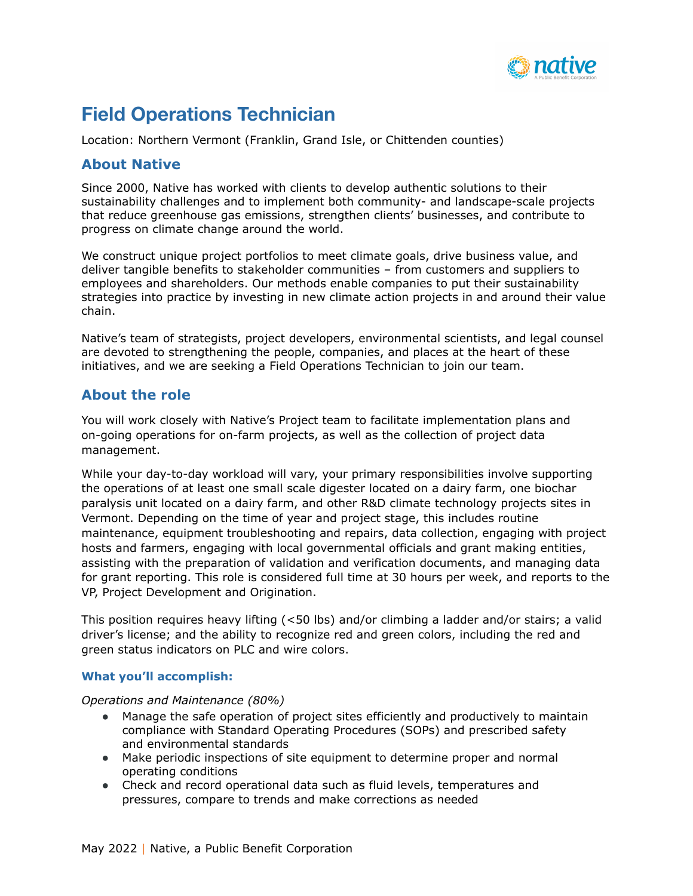# Field Operations Technician

Location: Northern Vermont (Franklin, Grand Isle, or Chittenden counties)

## About Native

Since 2000, Native has worked with clients to develop authentic solutions to their sustainability challenges and to implement both community- and landscape-scale projects that reduce greenhouse gas emissions, strengthen clients' businesses, and contribute to progress on climate change around the world.

We construct unique project portfolios to meet climate goals, drive business value, and deliver tangible benefits to stakeholder communities – from customers and suppliers to employees and shareholders. Our methods enable companies to put their sustainability strategies into practice by investing in new climate action projects in and around their value chain.

Native's team of strategists, project developers, environmental scientists, and legal counsel are devoted to strengthening the people, companies, and places at the heart of these initiatives, and we are seeking a Field Operations Technician to join our team.

## About the role

You will work closely with Native's Project team to facilitate implementation plans and on-going operations for on-farm projects, as well as the collection of project data management.

While your day-to-day workload will vary, your primary responsibilities involve supporting the operations of at least one small scale digester located on a dairy farm, one biochar paralysis unit located on a dairy farm, and other R&D climate technology projects sites in Vermont. Depending on the time of year and project stage, this includes routine maintenance, equipment troubleshooting and repairs, data collection, engaging with project hosts and farmers, engaging with local governmental officials and grant making entities, assisting with the preparation of validation and verification documents, and managing data for grant reporting. This role is considered full time at 30 hours per week, and reports to the VP, Project Development and Origination.

This position requires heavy lifting (<50 lbs) and/or climbing a ladder and/or stairs; a valid driver's license; and the ability to recognize red and green colors, including the red and green status indicators on PLC and wire colors.

### What you'll accomplish:

*Operations and Maintenance (80%)*

- Manage the safe operation of project sites efficiently and productively to maintain compliance with Standard Operating Procedures (SOPs) and prescribed safety and environmental standards
- Make periodic inspections of site equipment to determine proper and normal operating conditions
- Check and record operational data such as fluid levels, temperatures and pressures, compare to trends and make corrections as needed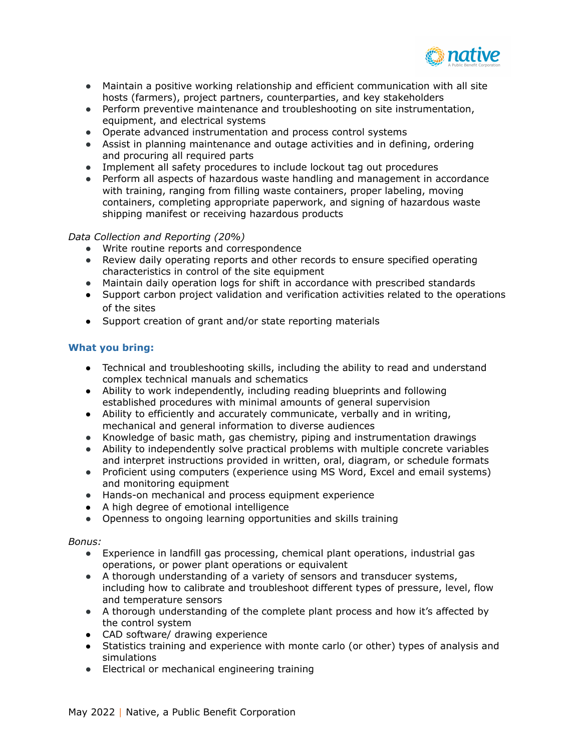- Maintain a positive working relationship and efficient communication with all site hosts (farmers), project partners, counterparties, and key stakeholders
- Perform preventive maintenance and troubleshooting on site instrumentation, equipment, and electrical systems
- Operate advanced instrumentation and process control systems
- Assist in planning maintenance and outage activities and in defining, ordering and procuring all required parts
- Implement all safety procedures to include lockout tag out procedures
- Perform all aspects of hazardous waste handling and management in accordance with training, ranging from filling waste containers, proper labeling, moving containers, completing appropriate paperwork, and signing of hazardous waste shipping manifest or receiving hazardous products

*Data Collection and Reporting (20%)*

- Write routine reports and correspondence
- Review daily operating reports and other records to ensure specified operating characteristics in control of the site equipment
- Maintain daily operation logs for shift in accordance with prescribed standards
- Support carbon project validation and verification activities related to the operations of the sites
- Support creation of grant and/or state reporting materials

### What you bring:

- Technical and troubleshooting skills, including the ability to read and understand complex technical manuals and schematics
- Ability to work independently, including reading blueprints and following established procedures with minimal amounts of general supervision
- Ability to efficiently and accurately communicate, verbally and in writing, mechanical and general information to diverse audiences
- Knowledge of basic math, gas chemistry, piping and instrumentation drawings
- Ability to independently solve practical problems with multiple concrete variables and interpret instructions provided in written, oral, diagram, or schedule formats
- Proficient using computers (experience using MS Word, Excel and email systems) and monitoring equipment
- Hands-on mechanical and process equipment experience
- A high degree of emotional intelligence
- Openness to ongoing learning opportunities and skills training

*Bonus:*

- Experience in landfill gas processing, chemical plant operations, industrial gas operations, or power plant operations or equivalent
- A thorough understanding of a variety of sensors and transducer systems, including how to calibrate and troubleshoot different types of pressure, level, flow and temperature sensors
- A thorough understanding of the complete plant process and how it's affected by the control system
- CAD software/ drawing experience
- Statistics training and experience with monte carlo (or other) types of analysis and simulations
- Electrical or mechanical engineering training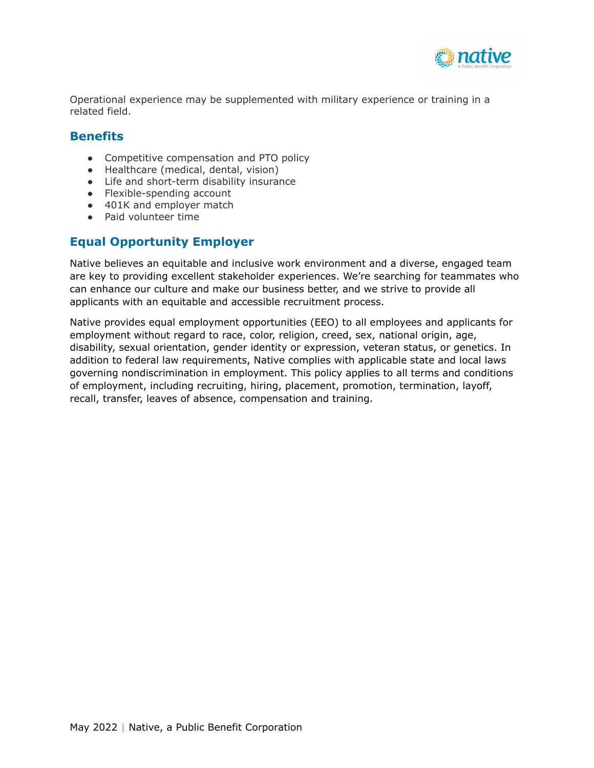Operational experience may be supplemented with military experience or training in a related field.

## Benefits

- Competitive compensation and PTO policy
- Healthcare (medical, dental, vision)
- Life and short-term disability insurance
- Flexible-spending account
- 401K and employer match
- Paid volunteer time

## Equal Opportunity Employer

Native believes an equitable and inclusive work environment and a diverse, engaged team are key to providing excellent stakeholder experiences. We're searching for teammates who can enhance our culture and make our business better, and we strive to provide all applicants with an equitable and accessible recruitment process.

Native provides equal employment opportunities (EEO) to all employees and applicants for employment without regard to race, color, religion, creed, sex, national origin, age, disability, sexual orientation, gender identity or expression, veteran status, or genetics. In addition to federal law requirements, Native complies with applicable state and local laws governing nondiscrimination in employment. This policy applies to all terms and conditions of employment, including recruiting, hiring, placement, promotion, termination, layoff, recall, transfer, leaves of absence, compensation and training.